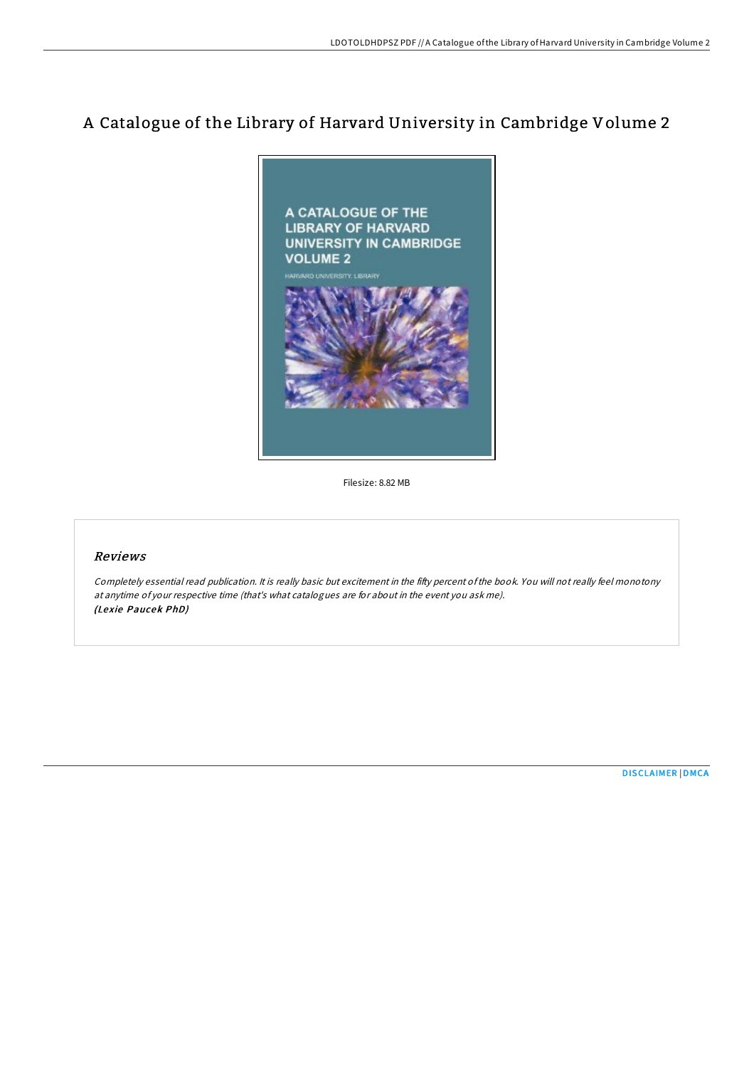# A Catalogue of the Library of Harvard University in Cambridge Volume 2

Filesize: 8.82 MB

## Reviews

*Completely essential read publication. It is really basic but excitement in the fifty percent of the book. You will not really feel monotony at anytime of your respective time (that's what catalogues are for about in the event you ask me).*
***(Lexie Paucek PhD)***

DISCLAIMER | DMCA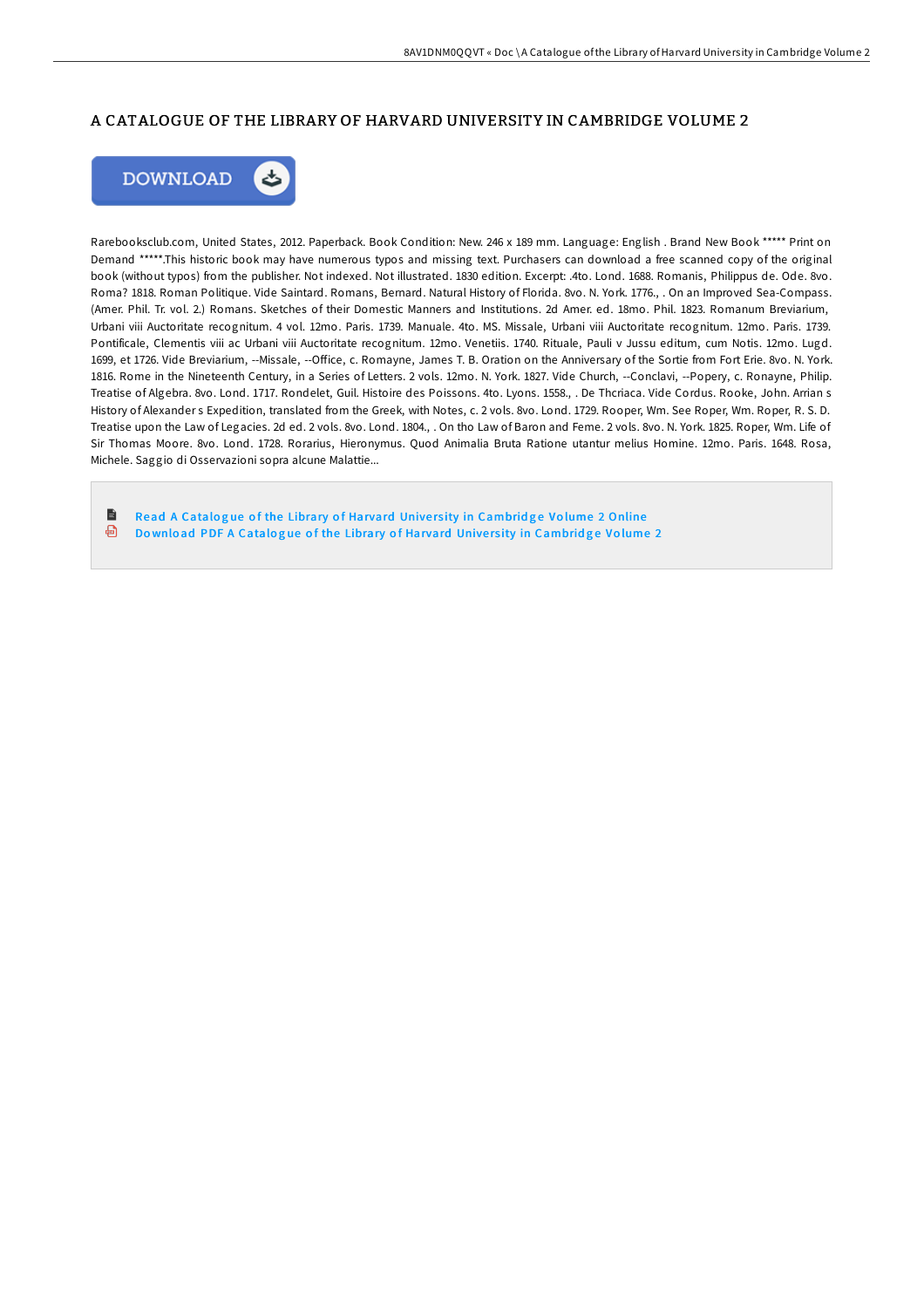# A CATALOGUE OF THE LIBRARY OF HARVARD UNIVERSITY IN CAMBRIDGE VOLUME 2

DOWNLOAD

Rarebooksclub.com, United States, 2012. Paperback. Book Condition: New. 246 x 189 mm. Language: English . Brand New Book ***** Print on Demand *****.This historic book may have numerous typos and missing text. Purchasers can download a free scanned copy of the original book (without typos) from the publisher. Not indexed. Not illustrated. 1830 edition. Excerpt: .4to. Lond. 1688. Romanis, Philippus de. Ode. 8vo. Roma? 1818. Roman Politique. Vide Saintard. Romans, Bernard. Natural History of Florida. 8vo. N. York. 1776., . On an Improved Sea-Compass. (Amer. Phil. Tr. vol. 2.) Romans. Sketches of their Domestic Manners and Institutions. 2d Amer. ed. 18mo. Phil. 1823. Romanum Breviarium, Urbani viii Auctoritate recognitum. 4 vol. 12mo. Paris. 1739. Manuale. 4to. MS. Missale, Urbani viii Auctoritate recognitum. 12mo. Paris. 1739. Pontificale, Clementis viii ac Urbani viii Auctoritate recognitum. 12mo. Venetiis. 1740. Rituale, Pauli v Jussu editum, cum Notis. 12mo. Lugd. 1699, et 1726. Vide Breviarium, --Missale, --Office, c. Romayne, James T. B. Oration on the Anniversary of the Sortie from Fort Erie. 8vo. N. York. 1816. Rome in the Nineteenth Century, in a Series of Letters. 2 vols. 12mo. N. York. 1827. Vide Church, --Conclavi, --Popery, c. Ronayne, Philip. Treatise of Algebra. 8vo. Lond. 1717. Rondelet, Guil. Histoire des Poissons. 4to. Lyons. 1558., . De Thcriaca. Vide Cordus. Rooke, John. Arrian s History of Alexander s Expedition, translated from the Greek, with Notes, c. 2 vols. 8vo. Lond. 1729. Rooper, Wm. See Roper, Wm. Roper, R. S. D. Treatise upon the Law of Legacies. 2d ed. 2 vols. 8vo. Lond. 1804., . On tho Law of Baron and Feme. 2 vols. 8vo. N. York. 1825. Roper, Wm. Life of Sir Thomas Moore. 8vo. Lond. 1728. Rorarius, Hieronymus. Quod Animalia Bruta Ratione utantur melius Homine. 12mo. Paris. 1648. Rosa, Michele. Saggio di Osservazioni sopra alcune Malattie...

Read A Catalogue of the Library of Harvard University in Cambridge Volume 2 Online

Download PDF A Catalogue of the Library of Harvard University in Cambridge Volume 2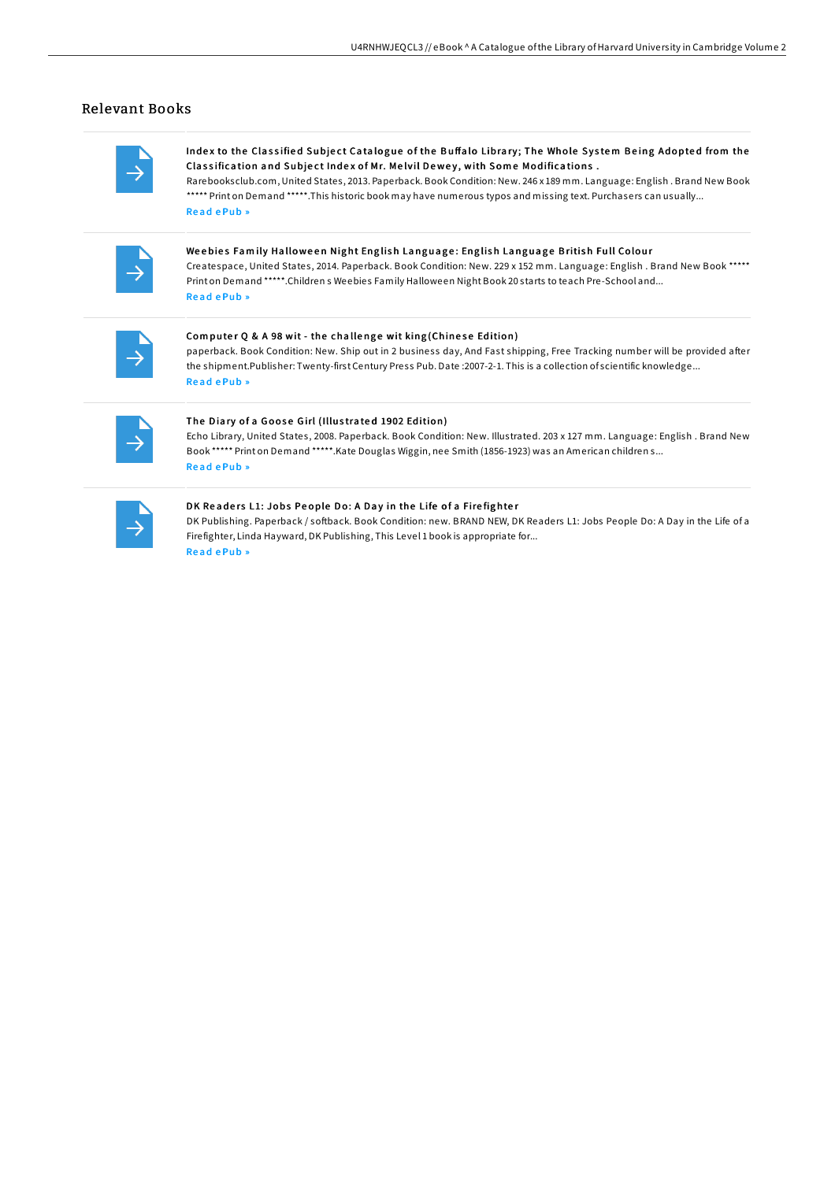## Relevant Books

**Index to the Classified Subject Catalogue of the Buffalo Library; The Whole System Being Adopted from the Classification and Subject Index of Mr. Melvil Dewey, with Some Modifications .**

Rarebooksclub.com, United States, 2013. Paperback. Book Condition: New. 246 x 189 mm. Language: English . Brand New Book ***** Print on Demand *****.This historic book may have numerous typos and missing text. Purchasers can usually...

Read ePub »

**Weebies Family Halloween Night English Language: English Language British Full Colour**

Createspace, United States, 2014. Paperback. Book Condition: New. 229 x 152 mm. Language: English . Brand New Book ***** Print on Demand *****.Children s Weebies Family Halloween Night Book 20 starts to teach Pre-School and...

Read ePub »

**Computer Q & A 98 wit - the challenge wit king(Chinese Edition)**

paperback. Book Condition: New. Ship out in 2 business day, And Fast shipping, Free Tracking number will be provided after the shipment.Publisher: Twenty-first Century Press Pub. Date :2007-2-1. This is a collection of scientific knowledge...

Read ePub »

**The Diary of a Goose Girl (Illustrated 1902 Edition)**

Echo Library, United States, 2008. Paperback. Book Condition: New. Illustrated. 203 x 127 mm. Language: English . Brand New Book ***** Print on Demand *****.Kate Douglas Wiggin, nee Smith (1856-1923) was an American children s...

Read ePub »

**DK Readers L1: Jobs People Do: A Day in the Life of a Firefighter**

DK Publishing. Paperback / softback. Book Condition: new. BRAND NEW, DK Readers L1: Jobs People Do: A Day in the Life of a Firefighter, Linda Hayward, DK Publishing, This Level 1 book is appropriate for...

Read ePub »